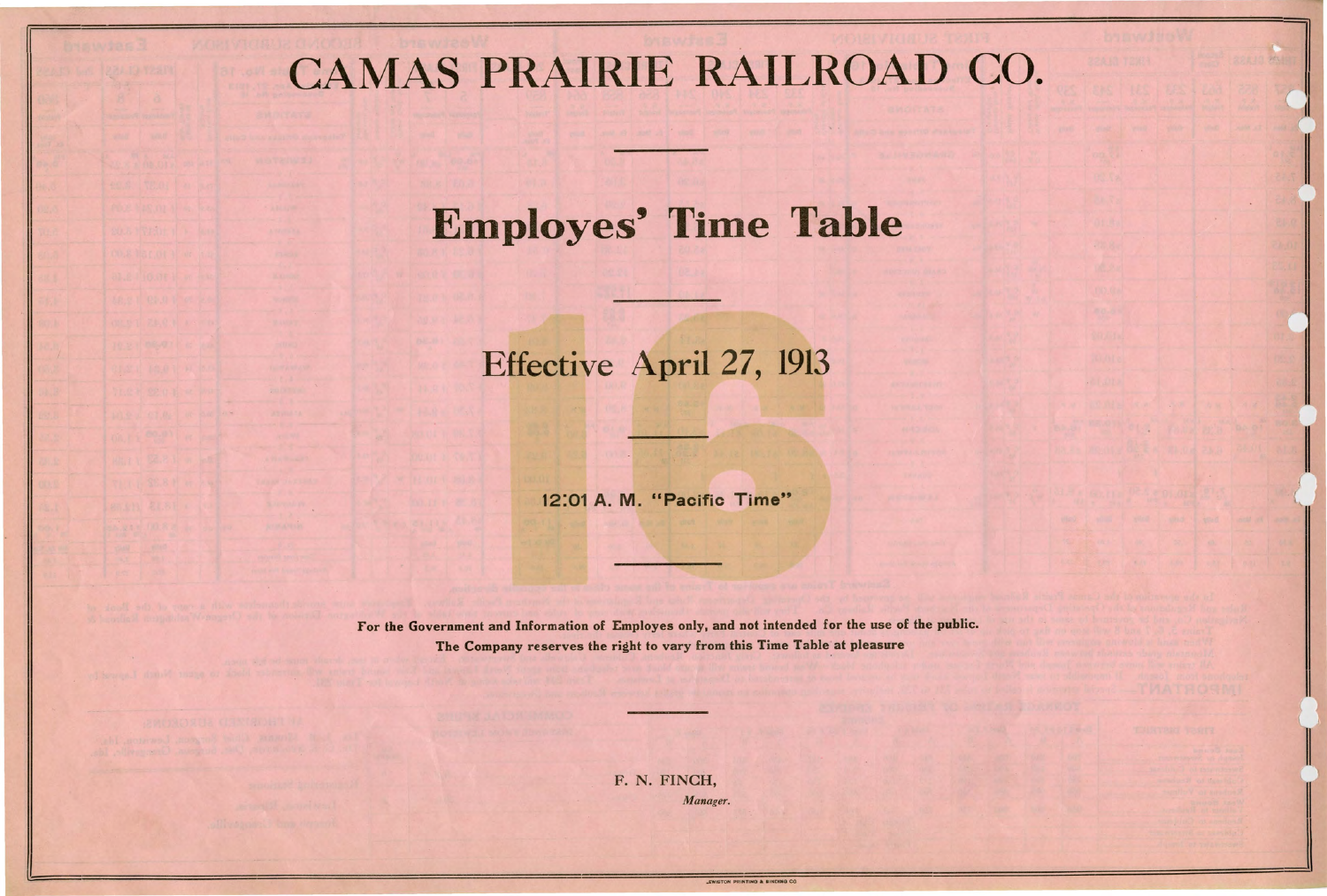# CAMAS PRAIRIE RAILROAD CO.

## Employes' Time Table

# 16

### Effective April 27, 1913

**12:01 A. M. "Pacific Time"**

**For the Government and Information of Employes only, and not intended for the use of the public.**

**The Company reserves the right to vary from this Time Table at pleasure**

F. N. FINCH,
*Manager.*

LEWISTON PRINTING & BINDING CO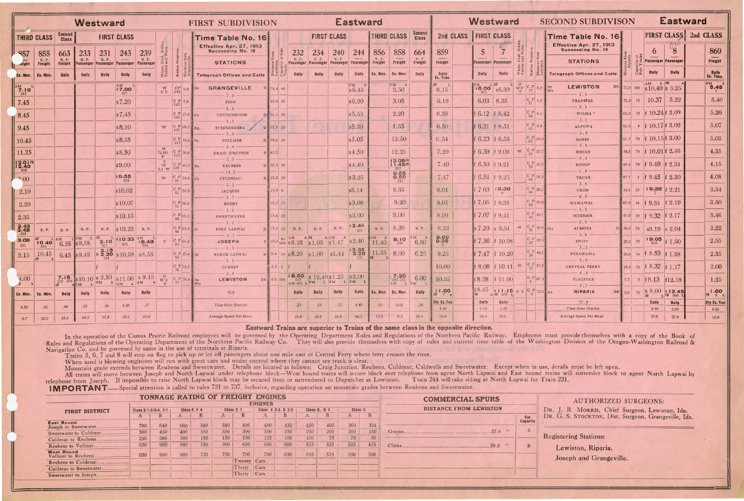# Westward — FIRST SUBDIVISION — Eastward

**Time Table No. 16**
Effective Apr. 27, 1913
Succeeding No. 15

| 857 Third Class Freight Ex. Mon. | 855 Third Class N. P. Freight Ex. Mon. | 663 Second Class N. P. Freight Daily | 233 First Class N. P. Passenger Daily | 231 First Class N. P. Passenger Daily | 243 First Class Passenger Daily | 239 First Class N. P. Passenger Daily | Water, Coal, Scales, Tables and Wyes | Station Numbers | Distance from Grangeville | STATIONS — Telegraph Offices and Calls | Distance From Lewiston | Capacity of Side Tracks | 232 First Class N. P. Passenger Daily | 234 First Class N. P. Passenger Daily | 240 First Class N. P. Passenger Daily | 244 First Class Passenger Daily | 856 Third Class N. P. Freight Ex. Mon. | 858 Third Class Freight Ex. Mon. | 664 Second Class N. P. Freight Daily |
|---|---|---|---|---|---|---|---|---|---|---|---|---|---|---|---|---|---|---|---|
| AM 7.10 L | | | | | AM s7.00 L 857 | | W C Y | C P 149 | 0.0 | Ge GRANGEVILLE D | 76.8 | 60 | | | | PM s6.45 A | | PM 3.50 A | |
| | | | | | | | | | | 7.0 | | | | | | | | | |
| 7.45 | | | | | s7.20 | | | C P 142 | 7.0 | FENN | 69.8 | 35 | | | | s6.20 | | 3.05 | |
| | | | | | | | | | | 8.6 | | | | | | | | | |
| 8.45 | | | | | s7.45 | | | C P 133 | 15.6 | Co COTTONWOOD D | 61.2 | 50 | | | | s5.55 | | 2.20 | |
| | | | | | | | | | | 8.7 | | | | | | | | | |
| 9.45 | | | | | s8.10 | | W | C P 125 | 24.3 | Rg STEUNENBERG D | 52.5 | 20 | | | | s5.30 | | 1.35 | |
| | | | | | | | | | | 7.9 | | | | | | | | | |
| 10.45 | | | | | s8.35 | | | C P 117 | 32.2 | Vo VOLLMER D | 44.6 | 30 | | | | s5.05 | | 12.50 | |
| | | | | | | | | | | 4.4 | | | | | | | | | |
| 11.25 | | | | | s8.50 | | W ¾ Mi E | C P 113 | 36.6 | CRAIG JUNCTION P | 40.2 | | | | | s4.50 | | 12.25 | |
| | | | | | | | | | | 3.9 | | | | | | | | | |
| 12.01 PM 12.40 858 | | | | | s9.00 | | Y W 6.1 W | C P 109 | 40.5 | Ru REUBENS D | 36.3 | 30 | | | | s4.40 | | 12.05 PM 11.45 AM 857 | |
| | | | | | | | | | | 14.3 | | | | | | | | | |
| 2.00 | | | | | s9.55 858 | | W | C P 94 | 54.8 | Cu CULDESAC D | 22.0 | 20 | | | | s3.25 | | 9.55 9.50 243 | |
| | | | | | | | | | | 2.1 | | | | | | | | | |
| 2.10 | | | | | s10.02 | | | C P 92 | 56.9 | JACQUES | 19.9 | 8 | | | | s3.14 | | 9.35 | |
| | | | | | | | | | | 1.7 | | | | | | | | | |
| 2.20 | | | | | s10.07 | | | C P 91 | 58.6 | BUNDY | 18.2 | 15 | | | | s3.08 | | 9.20 | |
| | | | | | | | | | | 2.6 | | | | | | | | | |
| 2.35 | | | | | s10.15 | | | C P 88 | 61.2 | SWEETWATER | 15.6 | 20 | | | | s3.00 | | 9.00 | |
| | | | | | | | | | | 2.2 | | | | | | | | | |
| 2.43 2.48 244 | N. P. | N. P. | N. P. | N. P. | s10.23 | N. P. | | C P 86 | 63.4 | Fi FORT LAPWAI D | 13.4 | 12 | N. P. | N. P. | N. P. | s2.48 857 | N. P. | 8.20 | N. P. |
| | | | | | | | | | | 3.1 | | | | | | | | | |
| 3.08 231 | AM 10.40 L 243 | AM 6.35 L | PM s9.38 L | PM 2.10 L 857 | AM s10.33 L 855 | AM s8.48 L 858 | Y | C P 83 | 66.5 | JOSEPH P | 10.3 | No Sdg | AM s8.23 A | PM s1.03 A | PM s1.47 A | s2.40 | AM 11.40 A | 8.10 239 | PM 6.30 A |
| | | | | | | | | | | 0.9 | | | | | | | | | |
| 3.15 AM | 10.45 A | 6.45 | s9.43 | s2.15 2.20 244 | s10.38 | s8.53 | | C P 82 | 67.4 | Ni NORTH LAPWAI D | 9.4 | 50 | s8.20 | s1.00 | s1.44 | s2.35 2.20 231 | 11.35 AM L | 8.00 | 6.25 |
| | | | | | | | | | | 5.9 | | | | | | | | | |
| | | | | f | f | | | C P 76 | 73.3 | GURNEY | 3.5 | 2 | f | f | | f | | | |
| | | | | | | | | | | 3.5 | | | | | | | | | |
| 4.00 A | | 7.15 A 232 858 AM | s10.10 A PM | s2.50 A PM | s11.00 A AM | s9.15 A AM | O W C T | C P 72 | 76.8 | De Wn LEWISTON DN | 0.0 | 180 | s8.00 L AM 663 858 | s12.40 L PM | s1.25 L PM | s2.00 L PM | | 7.20 L AM 663 232 | 6.00 L PM |
| Ex. Mon. | Ex. Mon. | Daily | Daily | Daily | Daily | Daily | | | | 76.8 | | | Daily | Daily | Daily | Daily | Ex. Mon. | Ex. Mon. | Daily |
| 8.50 | .05 | .40 | .32 | .40 | 4.00 | .27 | | | | Time Over District | | | .23 | .23 | .22 | 4.45 | .05 | 8.00 | .30 |
| 8.7 | 12.0 | 15.0 | 19.3 | 15.4 | 19.2 | 22.8 | | | | Average Speed Per Hour | | | 26.8 | 26.9 | 28.0 | 16.1 | 12.0 | 9.3 | 20.4 |

# Westward — SECOND SUBDIVISON — Eastward

**Time Table No. 16**
Effective Apr. 27, 1913
Succeeding No. 15

| 859 2nd Class Freight Daily Ex. Tues. | 5 First Class Passenger Daily | 7 First Class Passenger Daily | Water, Coal, Scales, Tables and Wyes | Station Numbers | Distance from Lewiston | STATIONS — Telegraph Offices and Calls | Distance From Riparia | Capacity of Side Tracks | 6 First Class Passenger Daily | 8 First Class Passenger Daily | 860 2nd Class Freight Daily Ex. Tues. |
|---|---|---|---|---|---|---|---|---|---|---|---|
| AM 6.15 L | PM s6.00 L 860 | AM s8.30 L | O W C T | C P 72 | 0.0 | De Wn LEWISTON DN | 72.0 | 180 | AM s10.40 A | PM s3.25 A | PM 5.45 A 5 |
| | | | | | | 1.0 | | | | | |
| 6.19 | 6.03 | 8.33 | | C P 71 | 1.0 | TRANSFER | 71.0 | 15 | 10.37 | 3.22 | 5.40 |
| | | | | | | 5.1 | | | | | |
| 6.38 | f 6.12 | f 8.42 | | C P 66 | 6.1 | WILMA | 65.9 | 70 | f 10.24 | f 3.09 | 5.20 |
| | | | | | | 3.3 | | | | | |
| 6.50 | f 6.21 | f 8.51 | | C P 63 | 9.4 | ALPOWA | 62.6 | 4 | f 10.17 | f 3.02 | 5.07 |
| | | | | | | 0.9 | | | | | |
| 6.54 | f 6.23 | f 8.53 | | C P 62 | 10.3 | MOSES | 61.7 | 70 | f 10.15 | f 3.00 | 5.03 |
| | | | | | | 6.8 | | | | | |
| 7.20 | f 6.39 | f 9.09 | W | C P 55 | 17.1 | INDIAN | 54.9 | 70 | f 10.01 | f 2.46 | 4.35 |
| | | | | | | 5.4 | | | | | |
| 7.40 | f 6.50 | f 9.21 | | C P 50 | 22.5 | BISHOP | 49.5 | 70 | f 9.49 | f 2.34 | 4.15 |
| | | | | | | 1.8 | | | | | |
| 7.47 | f 6.54 | f 9.25 | | C P 48 | 24.3 | TRUAX | 47.7 | 4 | f 9.45 | f 2.30 | 4.08 |
| | | | | | | 3.8 | | | | | |
| 8.01 | f 7.03 | f 9.36 6 | | C P 44 | 28.1 | CRUM | 43.9 | 75 | f 9.36 7 | f 2.21 | 3.54 |
| | | | | | | 0.9 | | | | | |
| 8.05 | f 7.05 | f 9.38 | | C P 43 | 29.0 | WAWAWAI | 43.0 | 14 | f 9.34 | f 2.19 | 3.50 |
| | | | | | | 1.1 | | | | | |
| 8.09 | f 7.07 | f 9.41 | | C P 42 | 30.1 | INTERIOR | 41.9 | 19 | f 9.32 | f 2.17 | 3.46 |
| | | | | | | 5.9 | | | | | |
| 8.33 | s 7.20 | s 9.54 | W | C P 36 | 36.0 | Ma ALMOTA D | 36.0 | 70 | s9.19 | s 2.04 | 3.22 |
| | | | | | | 6.8 | | | | | |
| 9.00 9.05 6 | f 7.36 | f 10.08 | | C P 29 | 42.8 | SWIFT | 29.2 | 70 | f 9.05 859 | f 1.50 | 2.55 |
| | | | | | | 5.3 | | | | | |
| 9.25 | f 7.47 | f 10.20 | | C P 24 | 48.1 | PENAWAWA | 23.9 | 70 | f 8.53 | f 1.38 | 2.35 |
| | | | | | | 9.4 | | | | | |
| 10.00 | f 8.08 | f 10.41 | W | C P 15 | 57.5 | CENTRAL FERRY | 14.5 | 70 | f 8.32 | f 1.17 | 2.00 |
| | | | | | | 8.8 | | | | | |
| 10.35 | f 8.28 | f 11.00 | | C P 6 | 66.3 | FLAGPOLE | 5.7 | 3 | f 8.13 | f 12.58 | 1.25 |
| | | | | | | 5.7 | | | | | |
| AM 11.00 A 7 | s8.45 A PM | s11.15 A AM 859 | C Y | C P 0 | 72.0 | Ax RIPARIA DN | 0.0 | 70 | s 8.00 L AM | s 12.45 L PM 860 | PM 1.00 L 8 |
| Dly Ex. Tus | Daily | Daily | | | | 72.0 | | | Daily | Daily | Dly Ex. Tus |
| 4.45 | 2.45 | 2.45 | | | | Time Over District | | | 2.40 | 2.40 | 4.45 |
| 15.0 | 26.2 | 26.2 | | | | Average Speed Per Hour | | | 27.0 | 27.0 | 15.0 |

**Eastward Trains are superior to Trains of the same class in the opposite direction.**

In the operation of the Camas Prairie Railroad employees will be governed by the Operating Department Rules and Regulations of the Northern Pacific Railway. Employees must provide themselves with a copy of the Book of Rules and Regulations of the Operating Department of the Northern Pacific Railway Co. They will also provide themselves with copy of rules and current time table of the Washington Division of the Oregon-Washington Railroad & Navigation Co. and be governed by same in the use of terminals at Riparia.

Trains 5, 6, 7 and 8 will stop on flag to pick up or let off passengers about one mile east of Central Ferry where ferry crosses the river.

When sand is blowing engineers will run with great care and under control where they cannot see track is clear.

Mountain grade extends between Reubens and Sweetwater. Derails are located as follows: Craig Junction, Reubens, Culdesac, Caldwells and Sweetwater. Except when in use, derails must be left open.

All trains will move between Joseph and North Lapwai under telephone block—West bound trains will secure block over telephone from agent North Lapwai and East bound trains will surrender block to agent North Lapwai by telephone from Joseph. If impossible to raise North Lapwai block may be secured from or surrendered to Dispatcher at Lewiston. Train 244 will take siding at North Lapwai for Train 231.

**IMPORTANT**—Special attention is called to rules 731 to 737, inclusive, regarding operation on mountain grades between Reubens and Sweetwater.

## TONNAGE RATING OF FREIGHT ENGINES

| FIRST DISTRICT | Class S 1-2-3-4, F-1 | | Class F, F 4 | | Class E 1 | | Class E 2-3 D 2-3 | | Class B, B 1 | | Class C | |
|---|---|---|---|---|---|---|---|---|---|---|---|---|
| | A | B | A | B | A | B | A | B | A | B | A | B |
| **East Bound** Joseph to Sweetwater | 700 | 640 | 600 | 540 | 540 | 486 | 480 | 432 | 450 | 405 | 360 | 324 |
| Sweetwater to Culdesac | 500 | 450 | 400 | 350 | 350 | 300 | 300 | 250 | 250 | 200 | 200 | 150 |
| Culdesac to Reubens | 250 | 200 | 200 | 150 | 150 | 130 | 125 | 100 | 100 | 75 | 75 | 50 |
| Reubens to Vollmer | 950 | 900 | 800 | 750 | 700 | 650 | 650 | 600 | 575 | 525 | 525 | 475 |
| **West Bound** Vollmer to Reubens | 950 | 900 | 800 | 750 | 750 | 700 | 700 | 650 | 625 | 575 | 550 | 500 |
| Reubens to Culdesac | | | | | | Twenty | Cars | | | | | |
| Culdesac to Sweetwater | | | | | | Thirty | Cars | | | | | |
| Sweetwater to Joseph | | | | | | Thirty | Cars | | | | | |

## COMMERCIAL SPURS

| DISTANCE FROM LEWISTON | Car Capacity |
|---|---|
| Gwyns........ 37.8 " | 6 |
| Clicks........ 39.9 " | 8 |

## AUTHORIZED SURGEONS:

Dr. J. B. Morris, Chief Surgeon, Lewiston, Ida.
Dr. G. S. Stockton, Dist. Surgeon, Grangeville, Ida.

**Registering Stations:**

Lewiston, Riparia.
Joseph and Grangeville.